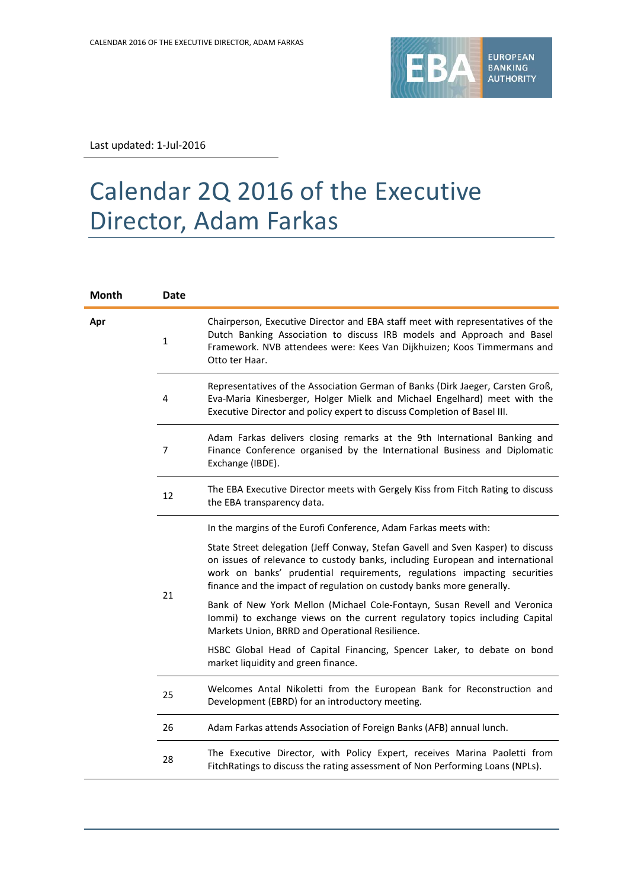Last updated: 1-Jul-2016

# Calendar 2Q 2016 of the Executive Director, Adam Farkas

| Month | Date | |
|---|---|---|
| Apr | 1 | Chairperson, Executive Director and EBA staff meet with representatives of the Dutch Banking Association to discuss IRB models and Approach and Basel Framework. NVB attendees were: Kees Van Dijkhuizen; Koos Timmermans and Otto ter Haar. |
| | 4 | Representatives of the Association German of Banks (Dirk Jaeger, Carsten Groß, Eva-Maria Kinesberger, Holger Mielk and Michael Engelhard) meet with the Executive Director and policy expert to discuss Completion of Basel III. |
| | 7 | Adam Farkas delivers closing remarks at the 9th International Banking and Finance Conference organised by the International Business and Diplomatic Exchange (IBDE). |
| | 12 | The EBA Executive Director meets with Gergely Kiss from Fitch Rating to discuss the EBA transparency data. |
| | 21 | In the margins of the Eurofi Conference, Adam Farkas meets with:<br><br>State Street delegation (Jeff Conway, Stefan Gavell and Sven Kasper) to discuss on issues of relevance to custody banks, including European and international work on banks' prudential requirements, regulations impacting securities finance and the impact of regulation on custody banks more generally.<br><br>Bank of New York Mellon (Michael Cole-Fontayn, Susan Revell and Veronica Iommi) to exchange views on the current regulatory topics including Capital Markets Union, BRRD and Operational Resilience.<br><br>HSBC Global Head of Capital Financing, Spencer Laker, to debate on bond market liquidity and green finance. |
| | 25 | Welcomes Antal Nikoletti from the European Bank for Reconstruction and Development (EBRD) for an introductory meeting. |
| | 26 | Adam Farkas attends Association of Foreign Banks (AFB) annual lunch. |
| | 28 | The Executive Director, with Policy Expert, receives Marina Paoletti from FitchRatings to discuss the rating assessment of Non Performing Loans (NPLs). |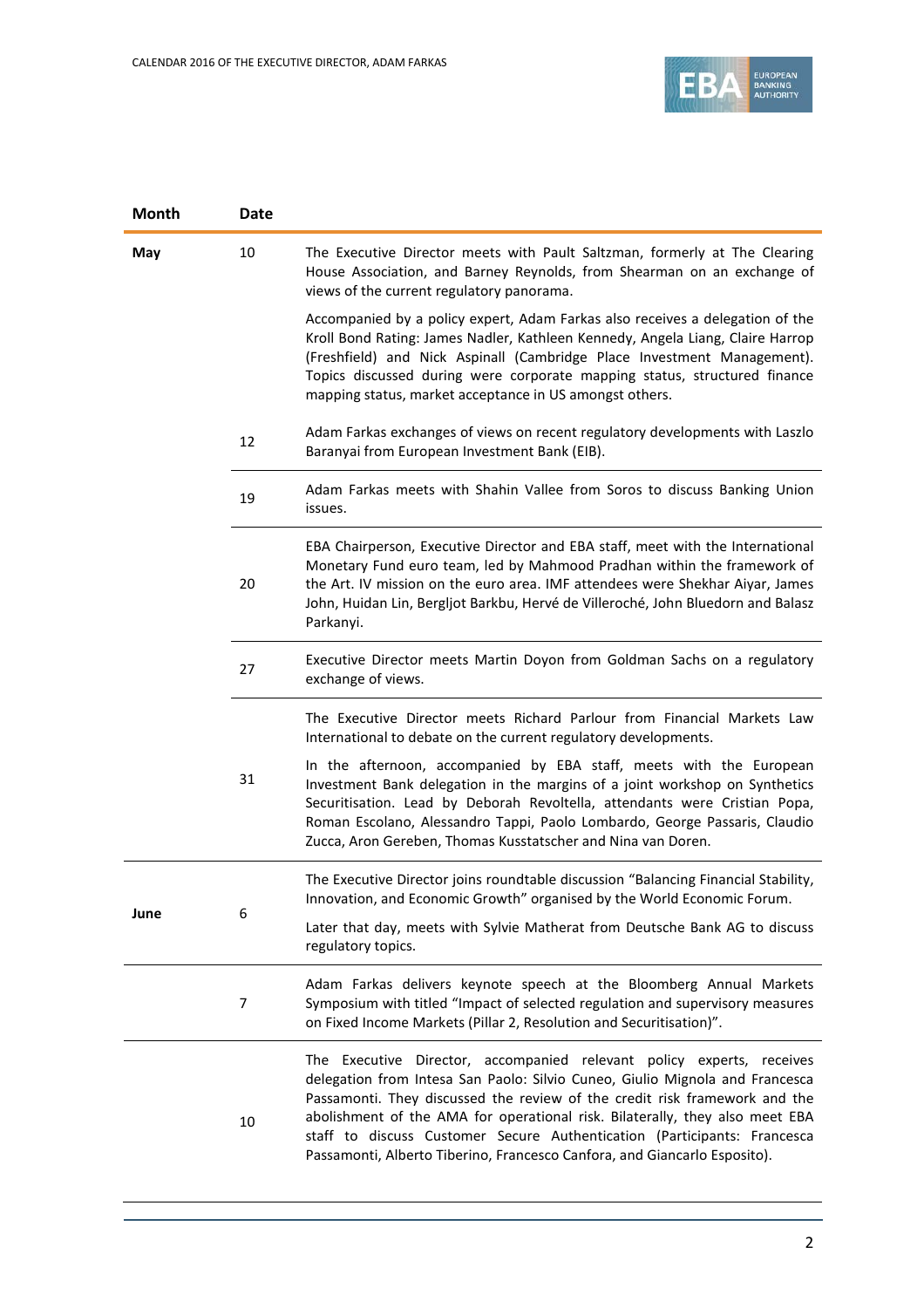| Month | Date | |
|---|---|---|
| **May** | 10 | The Executive Director meets with Pault Saltzman, formerly at The Clearing House Association, and Barney Reynolds, from Shearman on an exchange of views of the current regulatory panorama.<br><br>Accompanied by a policy expert, Adam Farkas also receives a delegation of the Kroll Bond Rating: James Nadler, Kathleen Kennedy, Angela Liang, Claire Harrop (Freshfield) and Nick Aspinall (Cambridge Place Investment Management). Topics discussed during were corporate mapping status, structured finance mapping status, market acceptance in US amongst others. |
| | 12 | Adam Farkas exchanges of views on recent regulatory developments with Laszlo Baranyai from European Investment Bank (EIB). |
| | 19 | Adam Farkas meets with Shahin Vallee from Soros to discuss Banking Union issues. |
| | 20 | EBA Chairperson, Executive Director and EBA staff, meet with the International Monetary Fund euro team, led by Mahmood Pradhan within the framework of the Art. IV mission on the euro area. IMF attendees were Shekhar Aiyar, James John, Huidan Lin, Bergljot Barkbu, Hervé de Villeroché, John Bluedorn and Balasz Parkanyi. |
| | 27 | Executive Director meets Martin Doyon from Goldman Sachs on a regulatory exchange of views. |
| | 31 | The Executive Director meets Richard Parlour from Financial Markets Law International to debate on the current regulatory developments.<br><br>In the afternoon, accompanied by EBA staff, meets with the European Investment Bank delegation in the margins of a joint workshop on Synthetics Securitisation. Lead by Deborah Revoltella, attendants were Cristian Popa, Roman Escolano, Alessandro Tappi, Paolo Lombardo, George Passaris, Claudio Zucca, Aron Gereben, Thomas Kusstatscher and Nina van Doren. |
| **June** | 6 | The Executive Director joins roundtable discussion “Balancing Financial Stability, Innovation, and Economic Growth” organised by the World Economic Forum.<br><br>Later that day, meets with Sylvie Matherat from Deutsche Bank AG to discuss regulatory topics. |
| | 7 | Adam Farkas delivers keynote speech at the Bloomberg Annual Markets Symposium with titled “Impact of selected regulation and supervisory measures on Fixed Income Markets (Pillar 2, Resolution and Securitisation)”. |
| | 10 | The Executive Director, accompanied relevant policy experts, receives delegation from Intesa San Paolo: Silvio Cuneo, Giulio Mignola and Francesca Passamonti. They discussed the review of the credit risk framework and the abolishment of the AMA for operational risk. Bilaterally, they also meet EBA staff to discuss Customer Secure Authentication (Participants: Francesca Passamonti, Alberto Tiberino, Francesco Canfora, and Giancarlo Esposito). |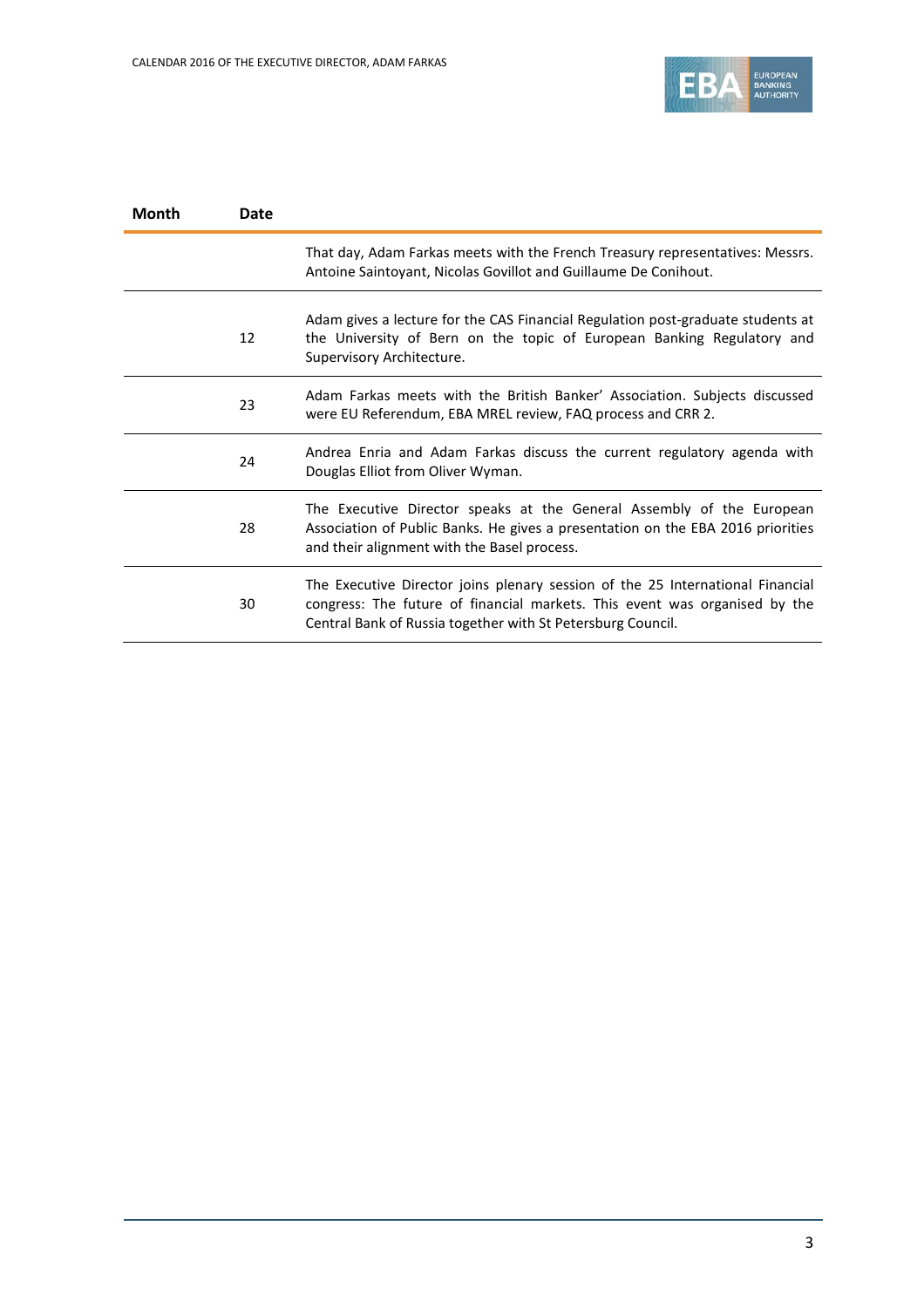| Month | Date | |
|---|---|---|
| | | That day, Adam Farkas meets with the French Treasury representatives: Messrs. Antoine Saintoyant, Nicolas Govillot and Guillaume De Conihout. |
| | 12 | Adam gives a lecture for the CAS Financial Regulation post-graduate students at the University of Bern on the topic of European Banking Regulatory and Supervisory Architecture. |
| | 23 | Adam Farkas meets with the British Banker' Association. Subjects discussed were EU Referendum, EBA MREL review, FAQ process and CRR 2. |
| | 24 | Andrea Enria and Adam Farkas discuss the current regulatory agenda with Douglas Elliot from Oliver Wyman. |
| | 28 | The Executive Director speaks at the General Assembly of the European Association of Public Banks. He gives a presentation on the EBA 2016 priorities and their alignment with the Basel process. |
| | 30 | The Executive Director joins plenary session of the 25 International Financial congress: The future of financial markets. This event was organised by the Central Bank of Russia together with St Petersburg Council. |